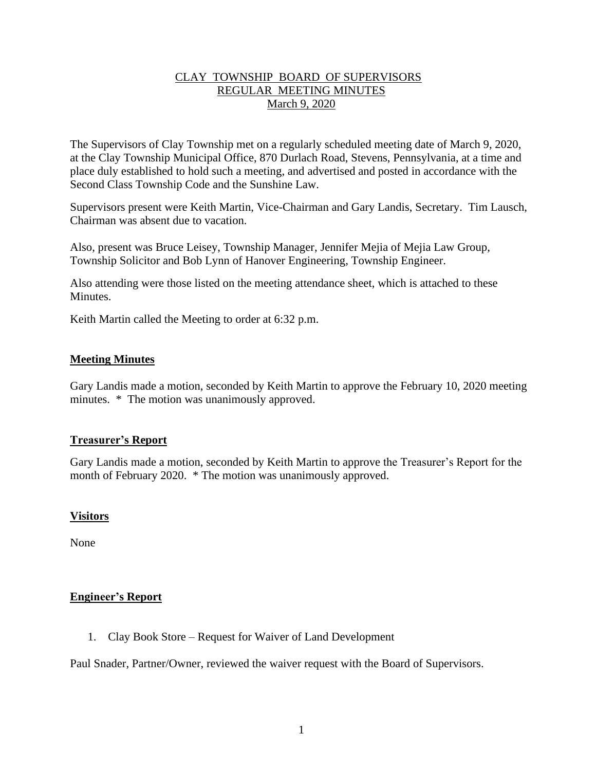# CLAY TOWNSHIP BOARD OF SUPERVISORS
## REGULAR MEETING MINUTES
### March 9, 2020

The Supervisors of Clay Township met on a regularly scheduled meeting date of March 9, 2020, at the Clay Township Municipal Office, 870 Durlach Road, Stevens, Pennsylvania, at a time and place duly established to hold such a meeting, and advertised and posted in accordance with the Second Class Township Code and the Sunshine Law.

Supervisors present were Keith Martin, Vice-Chairman and Gary Landis, Secretary. Tim Lausch, Chairman was absent due to vacation.

Also, present was Bruce Leisey, Township Manager, Jennifer Mejia of Mejia Law Group, Township Solicitor and Bob Lynn of Hanover Engineering, Township Engineer.

Also attending were those listed on the meeting attendance sheet, which is attached to these Minutes.

Keith Martin called the Meeting to order at 6:32 p.m.

**Meeting Minutes**

Gary Landis made a motion, seconded by Keith Martin to approve the February 10, 2020 meeting minutes. * The motion was unanimously approved.

**Treasurer's Report**

Gary Landis made a motion, seconded by Keith Martin to approve the Treasurer's Report for the month of February 2020. * The motion was unanimously approved.

**Visitors**

None

**Engineer's Report**

1. Clay Book Store – Request for Waiver of Land Development

Paul Snader, Partner/Owner, reviewed the waiver request with the Board of Supervisors.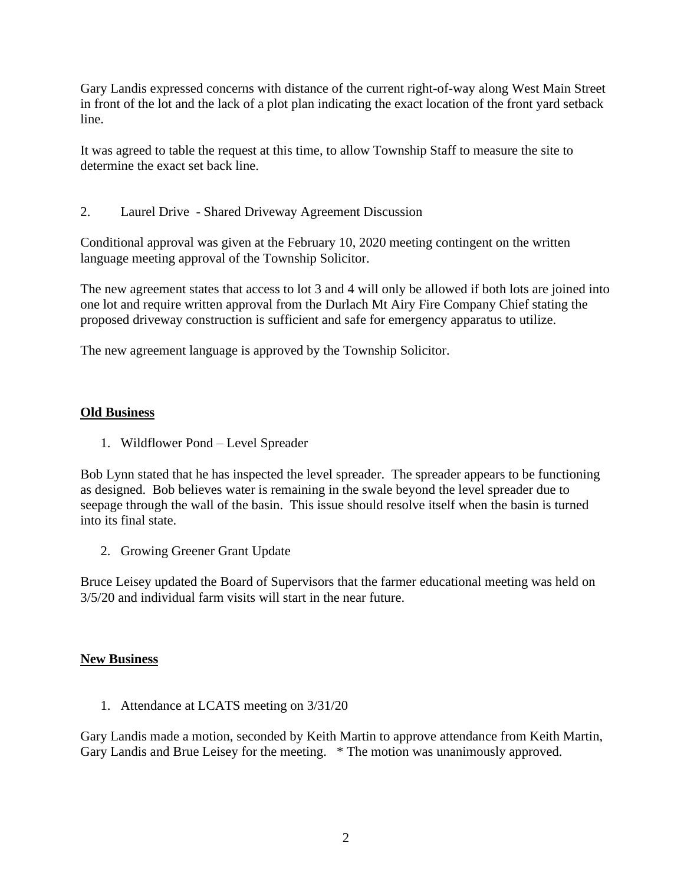Gary Landis expressed concerns with distance of the current right-of-way along West Main Street in front of the lot and the lack of a plot plan indicating the exact location of the front yard setback line.

It was agreed to table the request at this time, to allow Township Staff to measure the site to determine the exact set back line.

2. Laurel Drive - Shared Driveway Agreement Discussion

Conditional approval was given at the February 10, 2020 meeting contingent on the written language meeting approval of the Township Solicitor.

The new agreement states that access to lot 3 and 4 will only be allowed if both lots are joined into one lot and require written approval from the Durlach Mt Airy Fire Company Chief stating the proposed driveway construction is sufficient and safe for emergency apparatus to utilize.

The new agreement language is approved by the Township Solicitor.

**Old Business**

1. Wildflower Pond – Level Spreader

Bob Lynn stated that he has inspected the level spreader. The spreader appears to be functioning as designed. Bob believes water is remaining in the swale beyond the level spreader due to seepage through the wall of the basin. This issue should resolve itself when the basin is turned into its final state.

2. Growing Greener Grant Update

Bruce Leisey updated the Board of Supervisors that the farmer educational meeting was held on 3/5/20 and individual farm visits will start in the near future.

**New Business**

1. Attendance at LCATS meeting on 3/31/20

Gary Landis made a motion, seconded by Keith Martin to approve attendance from Keith Martin, Gary Landis and Brue Leisey for the meeting. * The motion was unanimously approved.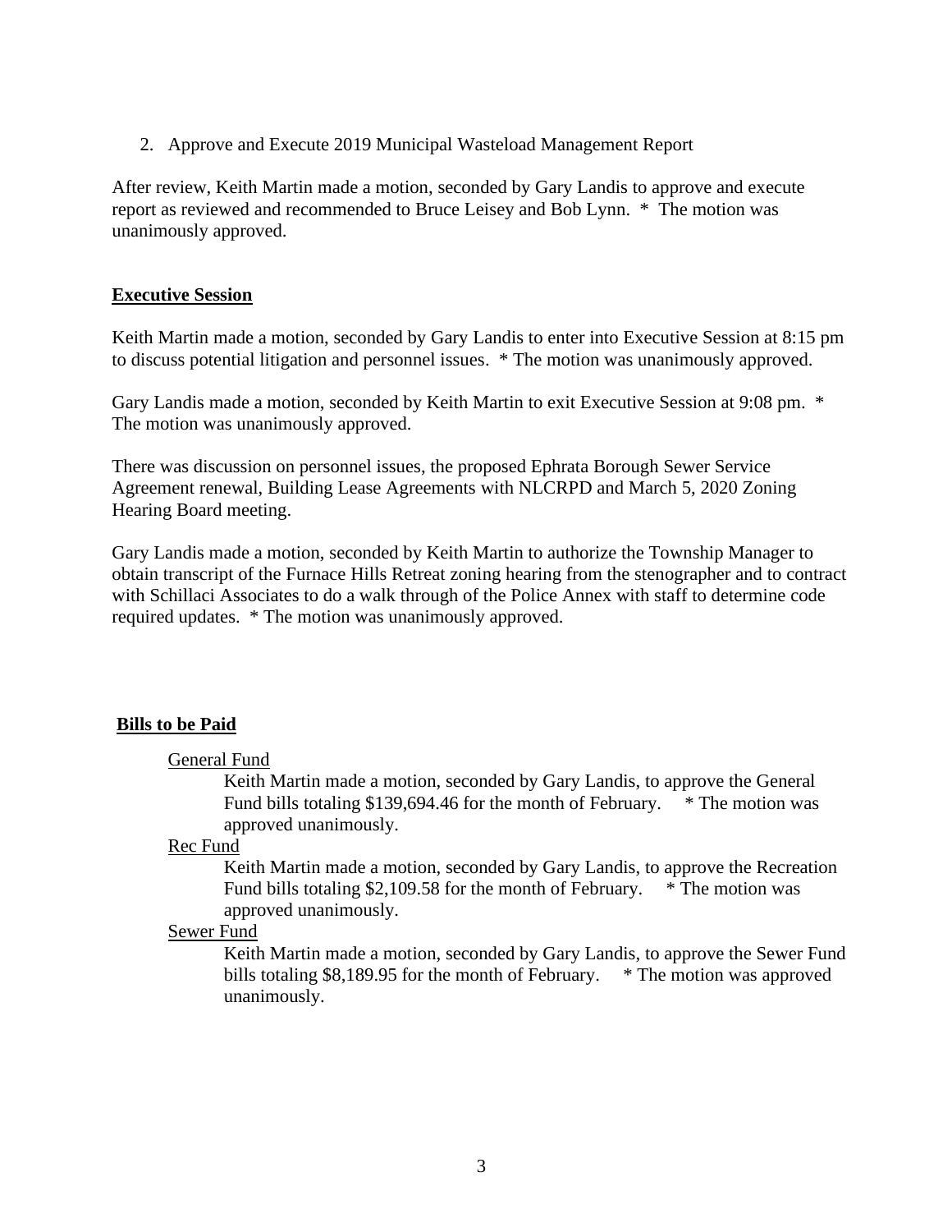2. Approve and Execute 2019 Municipal Wasteload Management Report

After review, Keith Martin made a motion, seconded by Gary Landis to approve and execute report as reviewed and recommended to Bruce Leisey and Bob Lynn. * The motion was unanimously approved.

## **Executive Session**

Keith Martin made a motion, seconded by Gary Landis to enter into Executive Session at 8:15 pm to discuss potential litigation and personnel issues. * The motion was unanimously approved.

Gary Landis made a motion, seconded by Keith Martin to exit Executive Session at 9:08 pm. * The motion was unanimously approved.

There was discussion on personnel issues, the proposed Ephrata Borough Sewer Service Agreement renewal, Building Lease Agreements with NLCRPD and March 5, 2020 Zoning Hearing Board meeting.

Gary Landis made a motion, seconded by Keith Martin to authorize the Township Manager to obtain transcript of the Furnace Hills Retreat zoning hearing from the stenographer and to contract with Schillaci Associates to do a walk through of the Police Annex with staff to determine code required updates. * The motion was unanimously approved.

## **Bills to be Paid**

General Fund

Keith Martin made a motion, seconded by Gary Landis, to approve the General Fund bills totaling $139,694.46 for the month of February. * The motion was approved unanimously.

Rec Fund

Keith Martin made a motion, seconded by Gary Landis, to approve the Recreation Fund bills totaling $2,109.58 for the month of February. * The motion was approved unanimously.

Sewer Fund

Keith Martin made a motion, seconded by Gary Landis, to approve the Sewer Fund bills totaling $8,189.95 for the month of February. * The motion was approved unanimously.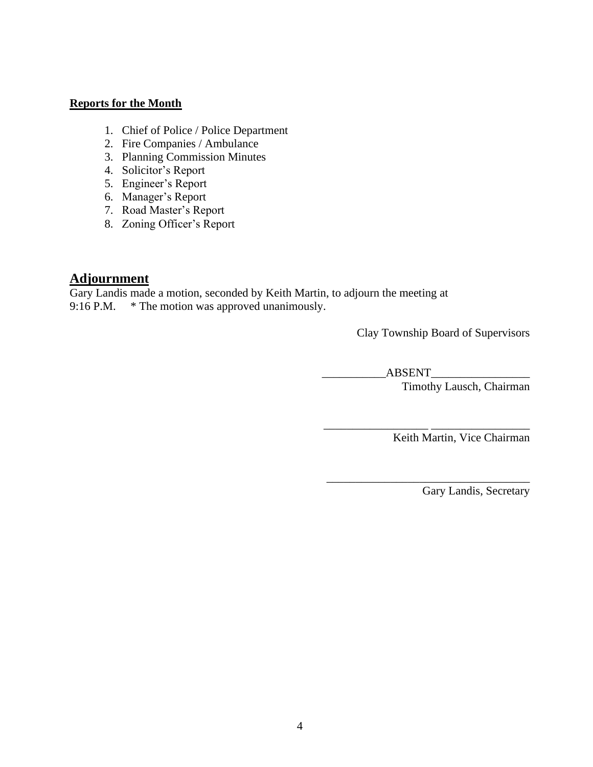**Reports for the Month**

1. Chief of Police / Police Department
2. Fire Companies / Ambulance
3. Planning Commission Minutes
4. Solicitor's Report
5. Engineer's Report
6. Manager's Report
7. Road Master's Report
8. Zoning Officer's Report

## Adjournment

Gary Landis made a motion, seconded by Keith Martin, to adjourn the meeting at 9:16 P.M. * The motion was approved unanimously.

Clay Township Board of Supervisors

___________ABSENT_________________
Timothy Lausch, Chairman

__________________ _________________
Keith Martin, Vice Chairman

____________________________________
Gary Landis, Secretary